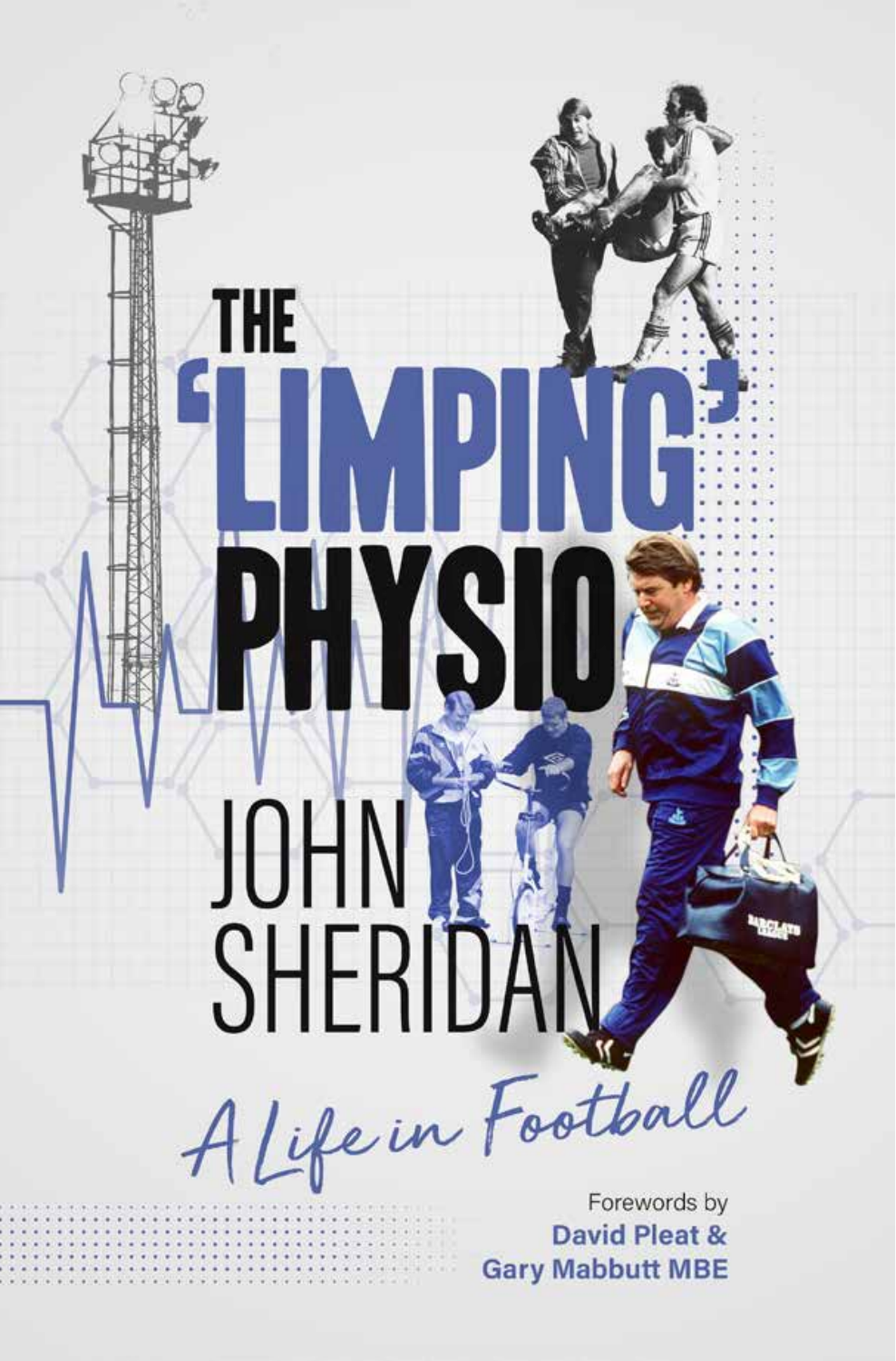# THE 'LIMPING' PHYSIO

## JOHN SHERIDAN

*A Life in Football*

Forewords by
**David Pleat & Gary Mabbutt MBE**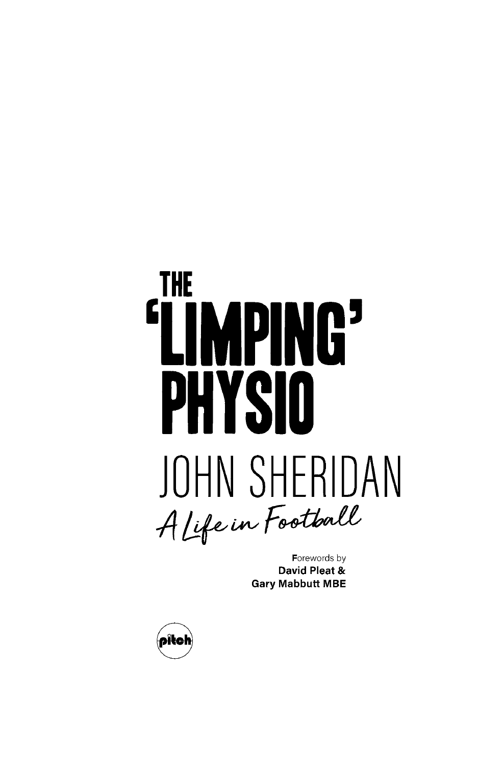# THE 'LIMPING' PHYSIO

## JOHN SHERIDAN

*A Life in Football*

Forewords by
**David Pleat &**
**Gary Mabbutt MBE**

pitch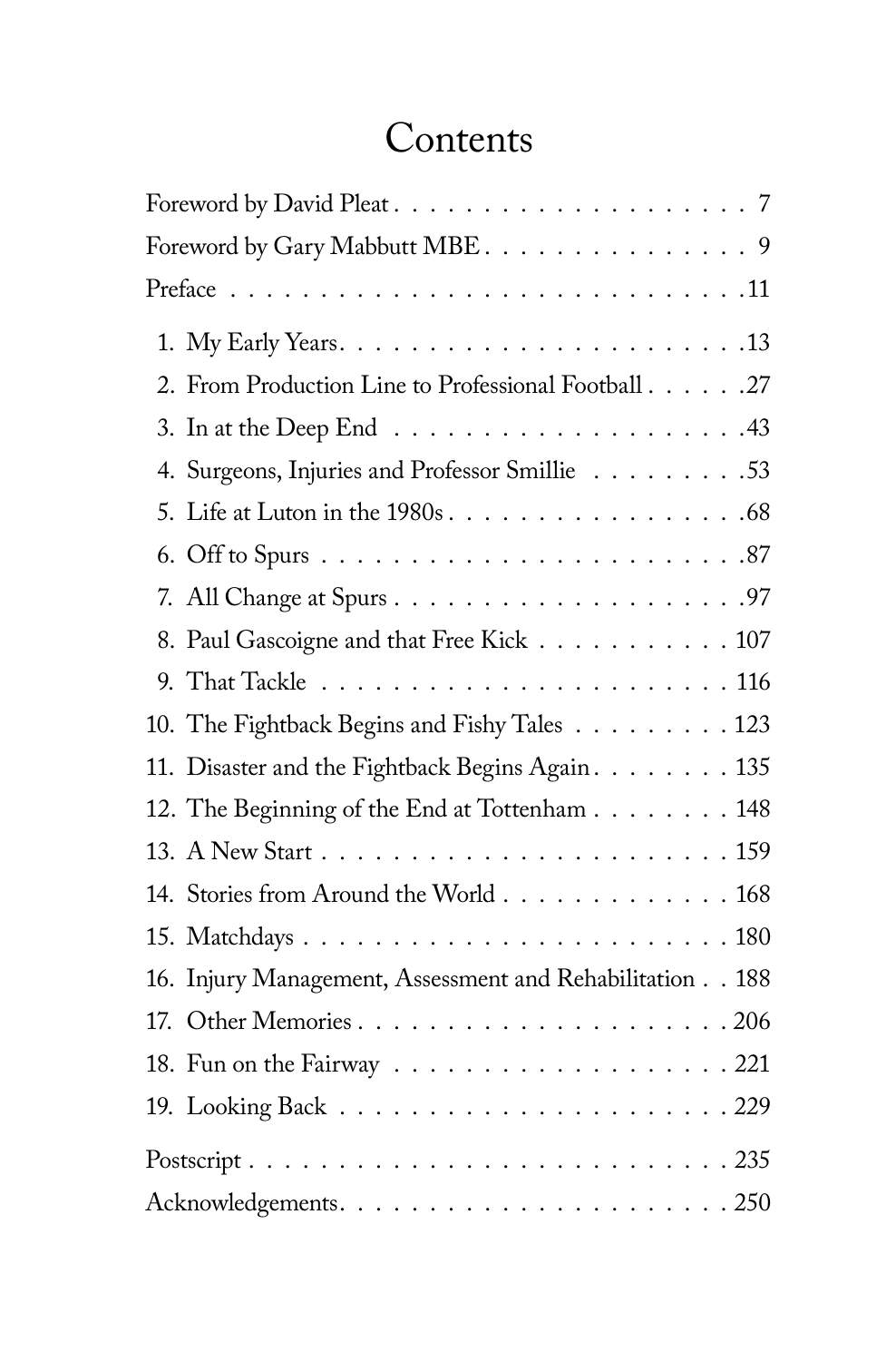# Contents

Foreword by David Pleat . . . . . . . . . . . . . . . . . . . . 7

Foreword by Gary Mabbutt MBE . . . . . . . . . . . . . . . 9

Preface . . . . . . . . . . . . . . . . . . . . . . . . . . . . .11

1. My Early Years . . . . . . . . . . . . . . . . . . . . . . .13
2. From Production Line to Professional Football . . . . . .27
3. In at the Deep End . . . . . . . . . . . . . . . . . . . .43
4. Surgeons, Injuries and Professor Smillie . . . . . . . . .53
5. Life at Luton in the 1980s . . . . . . . . . . . . . . . .68
6. Off to Spurs . . . . . . . . . . . . . . . . . . . . . . . .87
7. All Change at Spurs . . . . . . . . . . . . . . . . . . . .97
8. Paul Gascoigne and that Free Kick . . . . . . . . . . . 107
9. That Tackle . . . . . . . . . . . . . . . . . . . . . . . 116
10. The Fightback Begins and Fishy Tales . . . . . . . . . 123
11. Disaster and the Fightback Begins Again . . . . . . . . 135
12. The Beginning of the End at Tottenham . . . . . . . . 148
13. A New Start . . . . . . . . . . . . . . . . . . . . . . . 159
14. Stories from Around the World . . . . . . . . . . . . . 168
15. Matchdays . . . . . . . . . . . . . . . . . . . . . . . . 180
16. Injury Management, Assessment and Rehabilitation . . 188
17. Other Memories . . . . . . . . . . . . . . . . . . . . . 206
18. Fun on the Fairway . . . . . . . . . . . . . . . . . . . 221
19. Looking Back . . . . . . . . . . . . . . . . . . . . . . 229

Postscript . . . . . . . . . . . . . . . . . . . . . . . . . . 235

Acknowledgements . . . . . . . . . . . . . . . . . . . . . . 250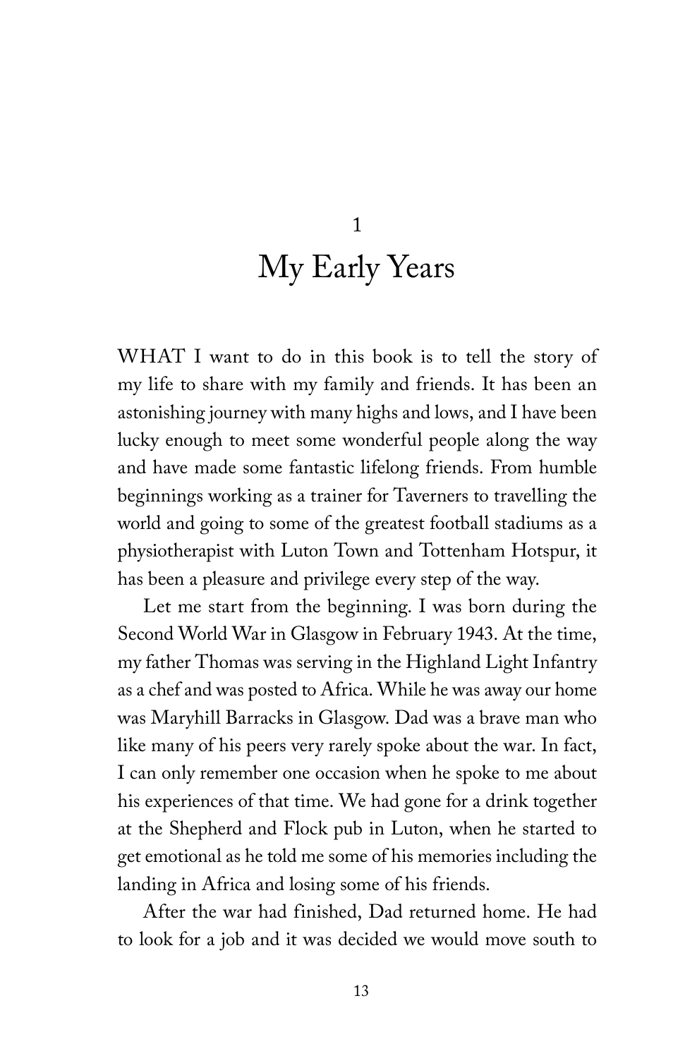# 1

# My Early Years

WHAT I want to do in this book is to tell the story of my life to share with my family and friends. It has been an astonishing journey with many highs and lows, and I have been lucky enough to meet some wonderful people along the way and have made some fantastic lifelong friends. From humble beginnings working as a trainer for Taverners to travelling the world and going to some of the greatest football stadiums as a physiotherapist with Luton Town and Tottenham Hotspur, it has been a pleasure and privilege every step of the way.

Let me start from the beginning. I was born during the Second World War in Glasgow in February 1943. At the time, my father Thomas was serving in the Highland Light Infantry as a chef and was posted to Africa. While he was away our home was Maryhill Barracks in Glasgow. Dad was a brave man who like many of his peers very rarely spoke about the war. In fact, I can only remember one occasion when he spoke to me about his experiences of that time. We had gone for a drink together at the Shepherd and Flock pub in Luton, when he started to get emotional as he told me some of his memories including the landing in Africa and losing some of his friends.

After the war had finished, Dad returned home. He had to look for a job and it was decided we would move south to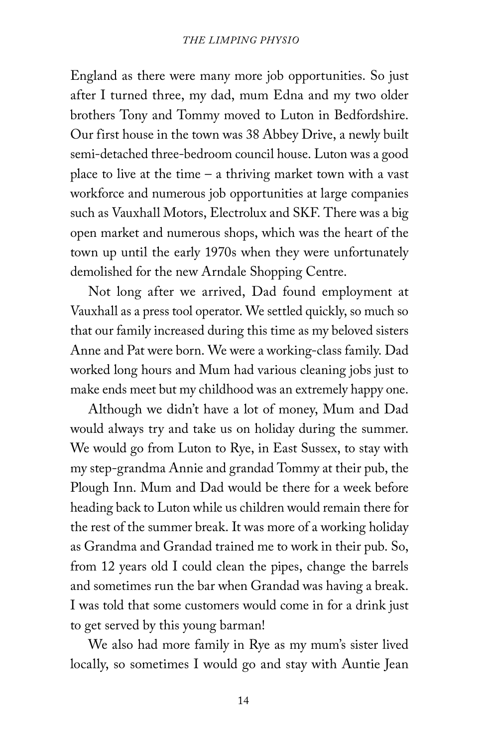England as there were many more job opportunities. So just after I turned three, my dad, mum Edna and my two older brothers Tony and Tommy moved to Luton in Bedfordshire. Our first house in the town was 38 Abbey Drive, a newly built semi-detached three-bedroom council house. Luton was a good place to live at the time – a thriving market town with a vast workforce and numerous job opportunities at large companies such as Vauxhall Motors, Electrolux and SKF. There was a big open market and numerous shops, which was the heart of the town up until the early 1970s when they were unfortunately demolished for the new Arndale Shopping Centre.

Not long after we arrived, Dad found employment at Vauxhall as a press tool operator. We settled quickly, so much so that our family increased during this time as my beloved sisters Anne and Pat were born. We were a working-class family. Dad worked long hours and Mum had various cleaning jobs just to make ends meet but my childhood was an extremely happy one.

Although we didn't have a lot of money, Mum and Dad would always try and take us on holiday during the summer. We would go from Luton to Rye, in East Sussex, to stay with my step-grandma Annie and grandad Tommy at their pub, the Plough Inn. Mum and Dad would be there for a week before heading back to Luton while us children would remain there for the rest of the summer break. It was more of a working holiday as Grandma and Grandad trained me to work in their pub. So, from 12 years old I could clean the pipes, change the barrels and sometimes run the bar when Grandad was having a break. I was told that some customers would come in for a drink just to get served by this young barman!

We also had more family in Rye as my mum's sister lived locally, so sometimes I would go and stay with Auntie Jean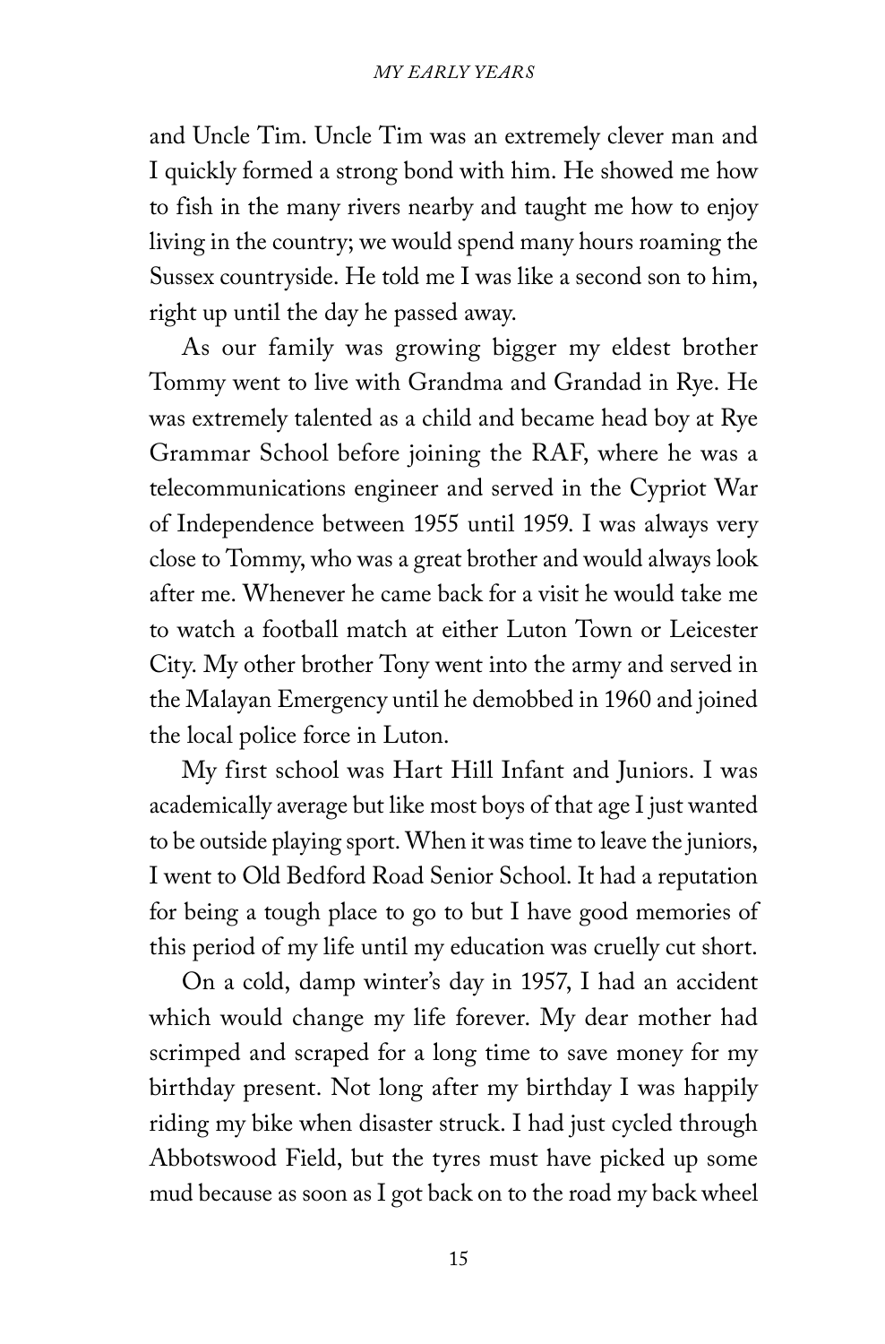and Uncle Tim. Uncle Tim was an extremely clever man and I quickly formed a strong bond with him. He showed me how to fish in the many rivers nearby and taught me how to enjoy living in the country; we would spend many hours roaming the Sussex countryside. He told me I was like a second son to him, right up until the day he passed away.

As our family was growing bigger my eldest brother Tommy went to live with Grandma and Grandad in Rye. He was extremely talented as a child and became head boy at Rye Grammar School before joining the RAF, where he was a telecommunications engineer and served in the Cypriot War of Independence between 1955 until 1959. I was always very close to Tommy, who was a great brother and would always look after me. Whenever he came back for a visit he would take me to watch a football match at either Luton Town or Leicester City. My other brother Tony went into the army and served in the Malayan Emergency until he demobbed in 1960 and joined the local police force in Luton.

My first school was Hart Hill Infant and Juniors. I was academically average but like most boys of that age I just wanted to be outside playing sport. When it was time to leave the juniors, I went to Old Bedford Road Senior School. It had a reputation for being a tough place to go to but I have good memories of this period of my life until my education was cruelly cut short.

On a cold, damp winter's day in 1957, I had an accident which would change my life forever. My dear mother had scrimped and scraped for a long time to save money for my birthday present. Not long after my birthday I was happily riding my bike when disaster struck. I had just cycled through Abbotswood Field, but the tyres must have picked up some mud because as soon as I got back on to the road my back wheel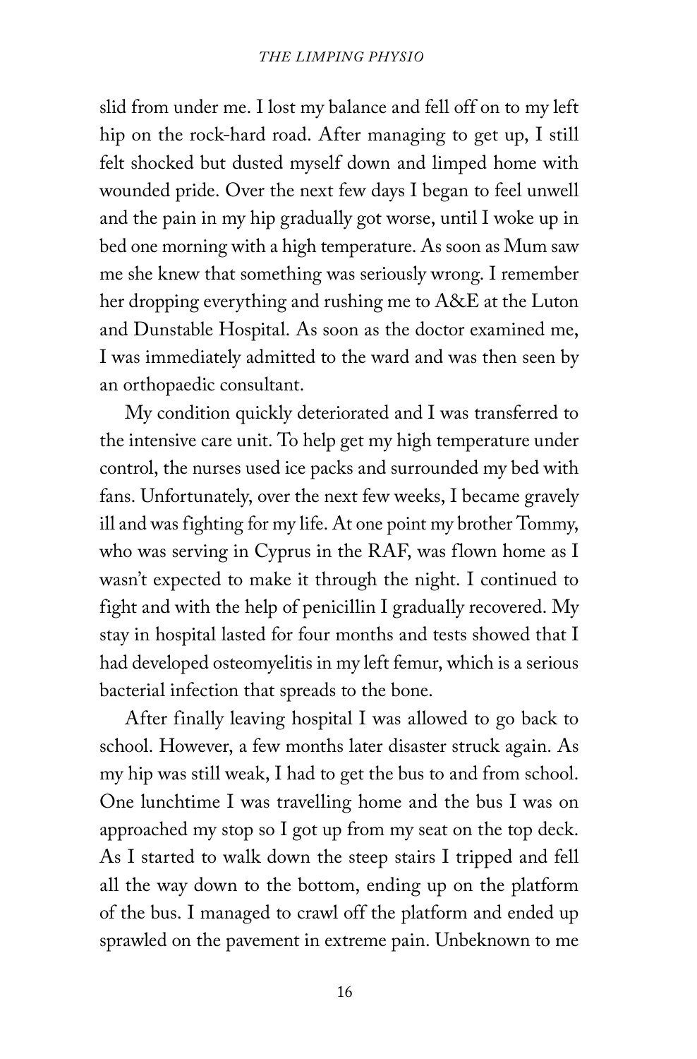slid from under me. I lost my balance and fell off on to my left hip on the rock-hard road. After managing to get up, I still felt shocked but dusted myself down and limped home with wounded pride. Over the next few days I began to feel unwell and the pain in my hip gradually got worse, until I woke up in bed one morning with a high temperature. As soon as Mum saw me she knew that something was seriously wrong. I remember her dropping everything and rushing me to A&E at the Luton and Dunstable Hospital. As soon as the doctor examined me, I was immediately admitted to the ward and was then seen by an orthopaedic consultant.

My condition quickly deteriorated and I was transferred to the intensive care unit. To help get my high temperature under control, the nurses used ice packs and surrounded my bed with fans. Unfortunately, over the next few weeks, I became gravely ill and was fighting for my life. At one point my brother Tommy, who was serving in Cyprus in the RAF, was flown home as I wasn't expected to make it through the night. I continued to fight and with the help of penicillin I gradually recovered. My stay in hospital lasted for four months and tests showed that I had developed osteomyelitis in my left femur, which is a serious bacterial infection that spreads to the bone.

After finally leaving hospital I was allowed to go back to school. However, a few months later disaster struck again. As my hip was still weak, I had to get the bus to and from school. One lunchtime I was travelling home and the bus I was on approached my stop so I got up from my seat on the top deck. As I started to walk down the steep stairs I tripped and fell all the way down to the bottom, ending up on the platform of the bus. I managed to crawl off the platform and ended up sprawled on the pavement in extreme pain. Unbeknown to me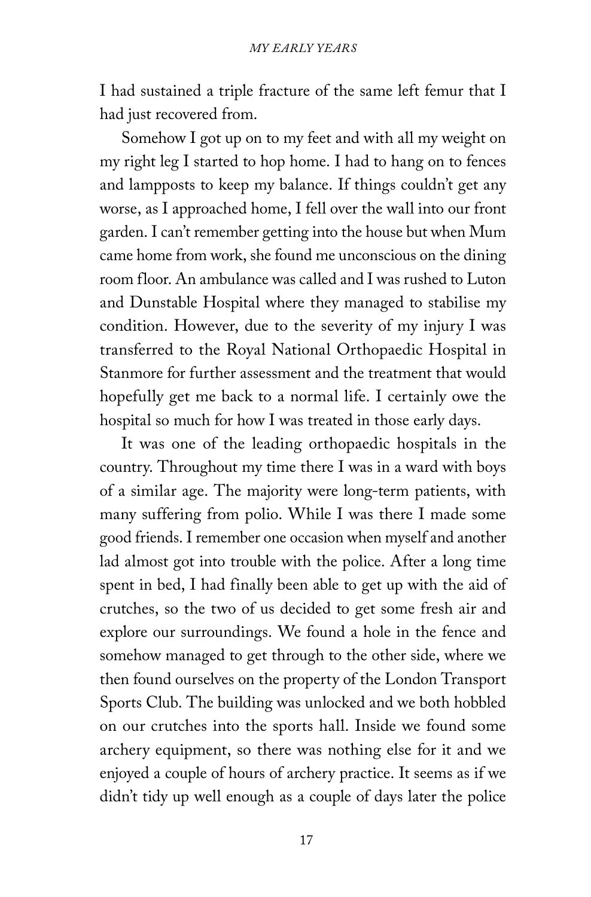I had sustained a triple fracture of the same left femur that I had just recovered from.

Somehow I got up on to my feet and with all my weight on my right leg I started to hop home. I had to hang on to fences and lampposts to keep my balance. If things couldn't get any worse, as I approached home, I fell over the wall into our front garden. I can't remember getting into the house but when Mum came home from work, she found me unconscious on the dining room floor. An ambulance was called and I was rushed to Luton and Dunstable Hospital where they managed to stabilise my condition. However, due to the severity of my injury I was transferred to the Royal National Orthopaedic Hospital in Stanmore for further assessment and the treatment that would hopefully get me back to a normal life. I certainly owe the hospital so much for how I was treated in those early days.

It was one of the leading orthopaedic hospitals in the country. Throughout my time there I was in a ward with boys of a similar age. The majority were long-term patients, with many suffering from polio. While I was there I made some good friends. I remember one occasion when myself and another lad almost got into trouble with the police. After a long time spent in bed, I had finally been able to get up with the aid of crutches, so the two of us decided to get some fresh air and explore our surroundings. We found a hole in the fence and somehow managed to get through to the other side, where we then found ourselves on the property of the London Transport Sports Club. The building was unlocked and we both hobbled on our crutches into the sports hall. Inside we found some archery equipment, so there was nothing else for it and we enjoyed a couple of hours of archery practice. It seems as if we didn't tidy up well enough as a couple of days later the police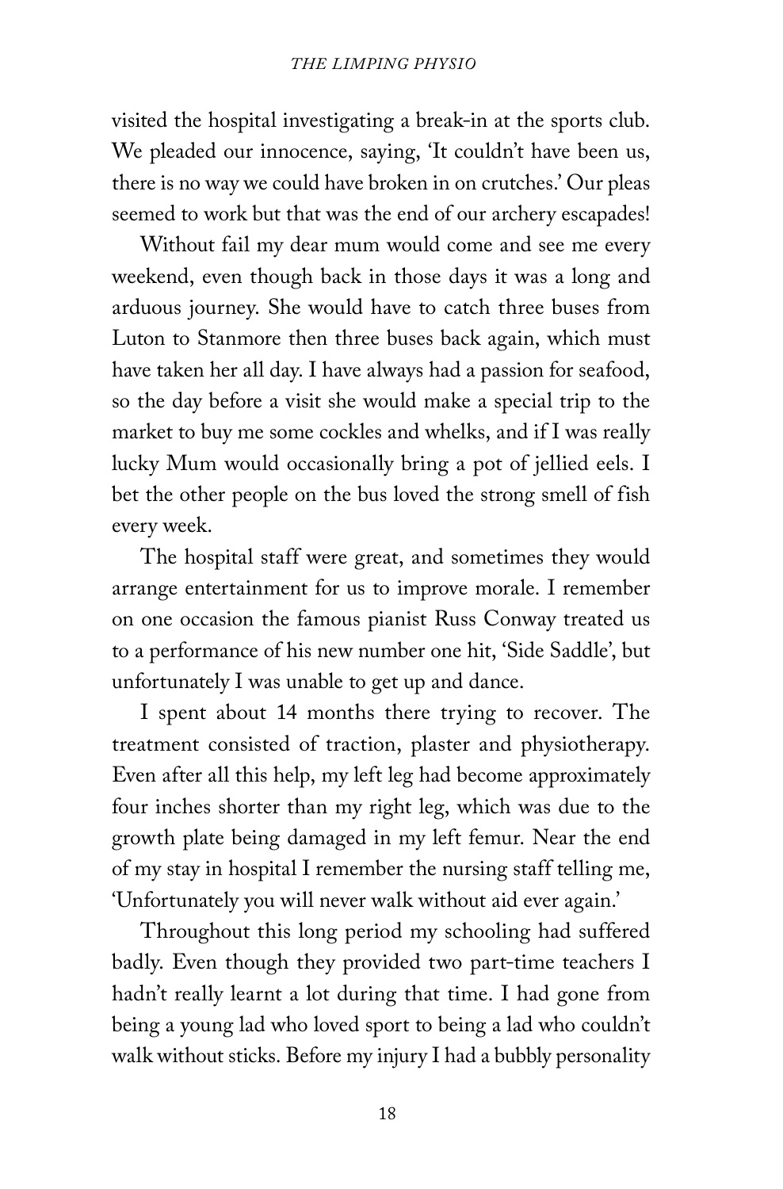visited the hospital investigating a break-in at the sports club. We pleaded our innocence, saying, 'It couldn't have been us, there is no way we could have broken in on crutches.' Our pleas seemed to work but that was the end of our archery escapades!

Without fail my dear mum would come and see me every weekend, even though back in those days it was a long and arduous journey. She would have to catch three buses from Luton to Stanmore then three buses back again, which must have taken her all day. I have always had a passion for seafood, so the day before a visit she would make a special trip to the market to buy me some cockles and whelks, and if I was really lucky Mum would occasionally bring a pot of jellied eels. I bet the other people on the bus loved the strong smell of fish every week.

The hospital staff were great, and sometimes they would arrange entertainment for us to improve morale. I remember on one occasion the famous pianist Russ Conway treated us to a performance of his new number one hit, 'Side Saddle', but unfortunately I was unable to get up and dance.

I spent about 14 months there trying to recover. The treatment consisted of traction, plaster and physiotherapy. Even after all this help, my left leg had become approximately four inches shorter than my right leg, which was due to the growth plate being damaged in my left femur. Near the end of my stay in hospital I remember the nursing staff telling me, 'Unfortunately you will never walk without aid ever again.'

Throughout this long period my schooling had suffered badly. Even though they provided two part-time teachers I hadn't really learnt a lot during that time. I had gone from being a young lad who loved sport to being a lad who couldn't walk without sticks. Before my injury I had a bubbly personality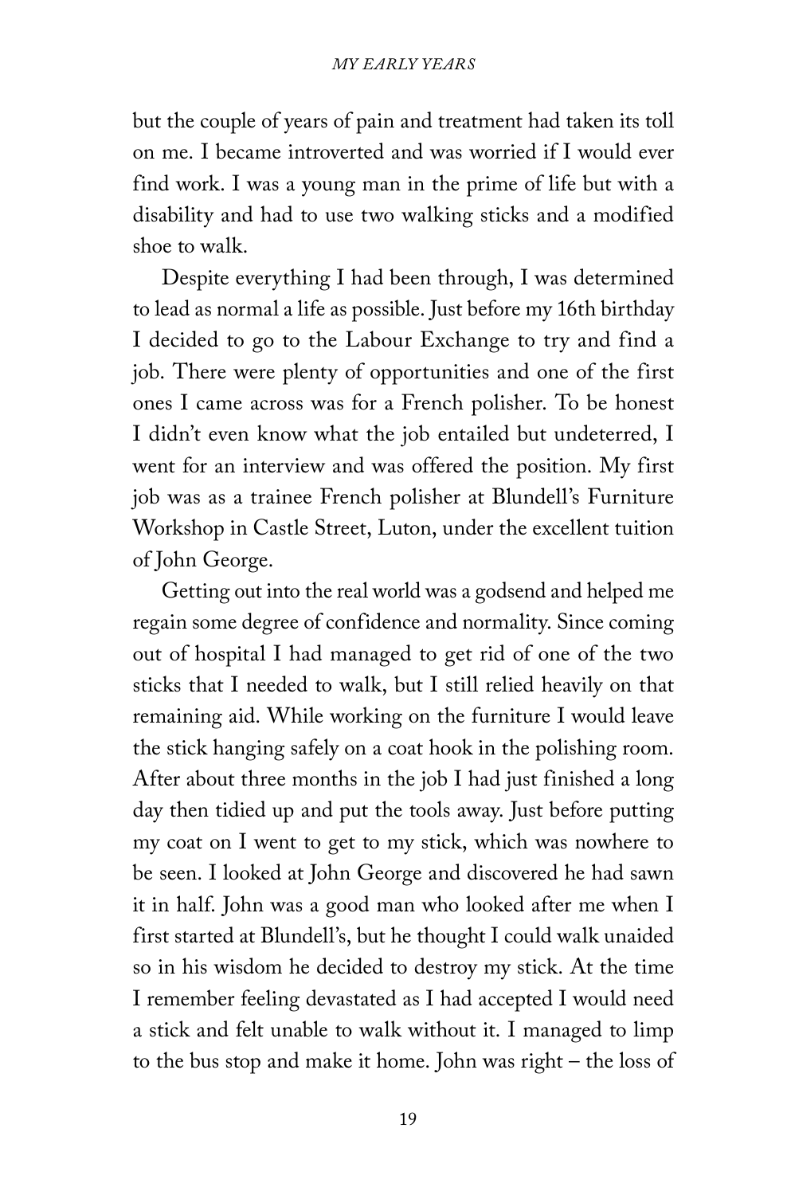but the couple of years of pain and treatment had taken its toll on me. I became introverted and was worried if I would ever find work. I was a young man in the prime of life but with a disability and had to use two walking sticks and a modified shoe to walk.

Despite everything I had been through, I was determined to lead as normal a life as possible. Just before my 16th birthday I decided to go to the Labour Exchange to try and find a job. There were plenty of opportunities and one of the first ones I came across was for a French polisher. To be honest I didn't even know what the job entailed but undeterred, I went for an interview and was offered the position. My first job was as a trainee French polisher at Blundell's Furniture Workshop in Castle Street, Luton, under the excellent tuition of John George.

Getting out into the real world was a godsend and helped me regain some degree of confidence and normality. Since coming out of hospital I had managed to get rid of one of the two sticks that I needed to walk, but I still relied heavily on that remaining aid. While working on the furniture I would leave the stick hanging safely on a coat hook in the polishing room. After about three months in the job I had just finished a long day then tidied up and put the tools away. Just before putting my coat on I went to get to my stick, which was nowhere to be seen. I looked at John George and discovered he had sawn it in half. John was a good man who looked after me when I first started at Blundell's, but he thought I could walk unaided so in his wisdom he decided to destroy my stick. At the time I remember feeling devastated as I had accepted I would need a stick and felt unable to walk without it. I managed to limp to the bus stop and make it home. John was right – the loss of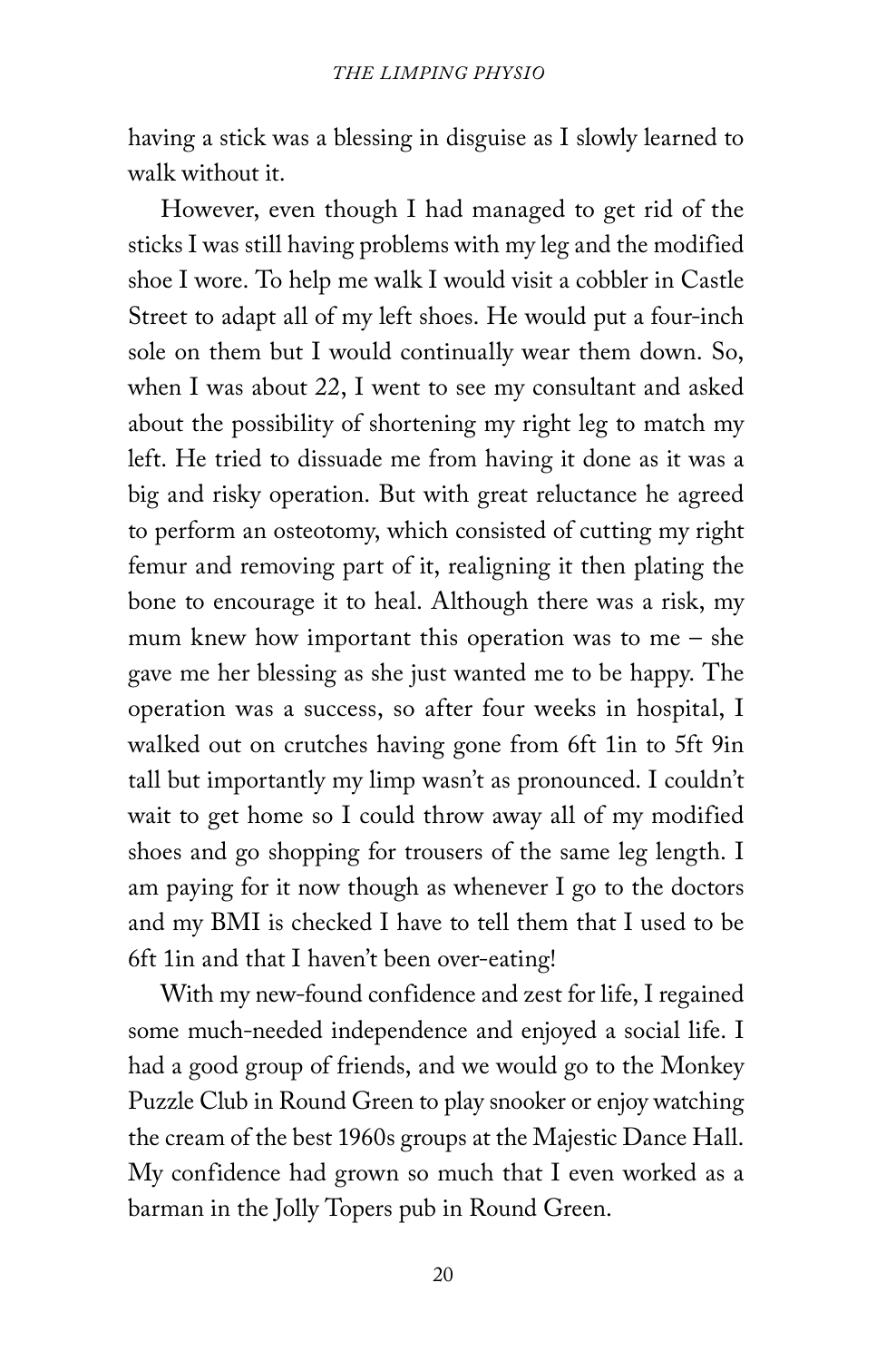having a stick was a blessing in disguise as I slowly learned to walk without it.

However, even though I had managed to get rid of the sticks I was still having problems with my leg and the modified shoe I wore. To help me walk I would visit a cobbler in Castle Street to adapt all of my left shoes. He would put a four-inch sole on them but I would continually wear them down. So, when I was about 22, I went to see my consultant and asked about the possibility of shortening my right leg to match my left. He tried to dissuade me from having it done as it was a big and risky operation. But with great reluctance he agreed to perform an osteotomy, which consisted of cutting my right femur and removing part of it, realigning it then plating the bone to encourage it to heal. Although there was a risk, my mum knew how important this operation was to me – she gave me her blessing as she just wanted me to be happy. The operation was a success, so after four weeks in hospital, I walked out on crutches having gone from 6ft 1in to 5ft 9in tall but importantly my limp wasn't as pronounced. I couldn't wait to get home so I could throw away all of my modified shoes and go shopping for trousers of the same leg length. I am paying for it now though as whenever I go to the doctors and my BMI is checked I have to tell them that I used to be 6ft 1in and that I haven't been over-eating!

With my new-found confidence and zest for life, I regained some much-needed independence and enjoyed a social life. I had a good group of friends, and we would go to the Monkey Puzzle Club in Round Green to play snooker or enjoy watching the cream of the best 1960s groups at the Majestic Dance Hall. My confidence had grown so much that I even worked as a barman in the Jolly Topers pub in Round Green.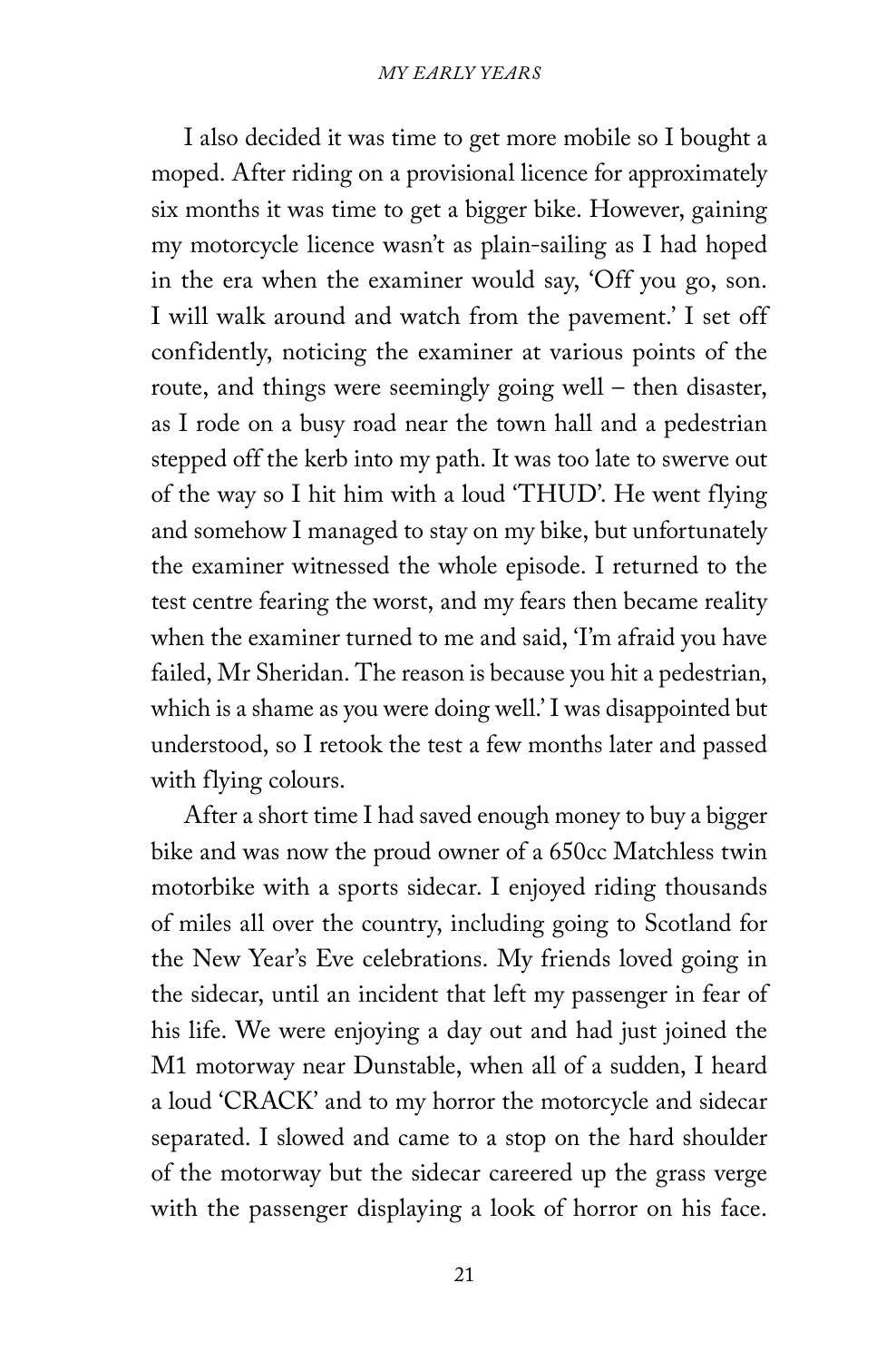I also decided it was time to get more mobile so I bought a moped. After riding on a provisional licence for approximately six months it was time to get a bigger bike. However, gaining my motorcycle licence wasn't as plain-sailing as I had hoped in the era when the examiner would say, 'Off you go, son. I will walk around and watch from the pavement.' I set off confidently, noticing the examiner at various points of the route, and things were seemingly going well – then disaster, as I rode on a busy road near the town hall and a pedestrian stepped off the kerb into my path. It was too late to swerve out of the way so I hit him with a loud 'THUD'. He went flying and somehow I managed to stay on my bike, but unfortunately the examiner witnessed the whole episode. I returned to the test centre fearing the worst, and my fears then became reality when the examiner turned to me and said, 'I'm afraid you have failed, Mr Sheridan. The reason is because you hit a pedestrian, which is a shame as you were doing well.' I was disappointed but understood, so I retook the test a few months later and passed with flying colours.

After a short time I had saved enough money to buy a bigger bike and was now the proud owner of a 650cc Matchless twin motorbike with a sports sidecar. I enjoyed riding thousands of miles all over the country, including going to Scotland for the New Year's Eve celebrations. My friends loved going in the sidecar, until an incident that left my passenger in fear of his life. We were enjoying a day out and had just joined the M1 motorway near Dunstable, when all of a sudden, I heard a loud 'CRACK' and to my horror the motorcycle and sidecar separated. I slowed and came to a stop on the hard shoulder of the motorway but the sidecar careered up the grass verge with the passenger displaying a look of horror on his face.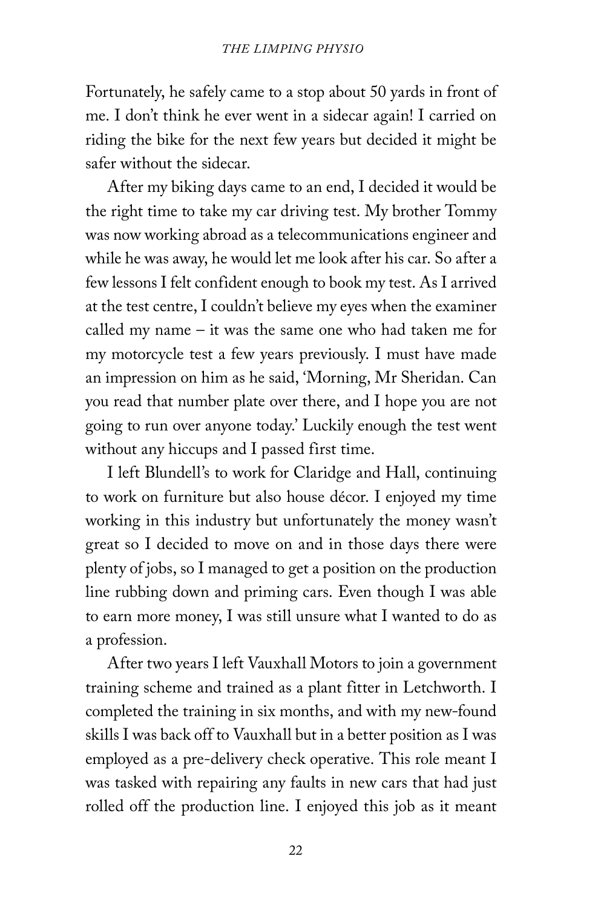Fortunately, he safely came to a stop about 50 yards in front of me. I don't think he ever went in a sidecar again! I carried on riding the bike for the next few years but decided it might be safer without the sidecar.

After my biking days came to an end, I decided it would be the right time to take my car driving test. My brother Tommy was now working abroad as a telecommunications engineer and while he was away, he would let me look after his car. So after a few lessons I felt confident enough to book my test. As I arrived at the test centre, I couldn't believe my eyes when the examiner called my name – it was the same one who had taken me for my motorcycle test a few years previously. I must have made an impression on him as he said, 'Morning, Mr Sheridan. Can you read that number plate over there, and I hope you are not going to run over anyone today.' Luckily enough the test went without any hiccups and I passed first time.

I left Blundell's to work for Claridge and Hall, continuing to work on furniture but also house décor. I enjoyed my time working in this industry but unfortunately the money wasn't great so I decided to move on and in those days there were plenty of jobs, so I managed to get a position on the production line rubbing down and priming cars. Even though I was able to earn more money, I was still unsure what I wanted to do as a profession.

After two years I left Vauxhall Motors to join a government training scheme and trained as a plant fitter in Letchworth. I completed the training in six months, and with my new-found skills I was back off to Vauxhall but in a better position as I was employed as a pre-delivery check operative. This role meant I was tasked with repairing any faults in new cars that had just rolled off the production line. I enjoyed this job as it meant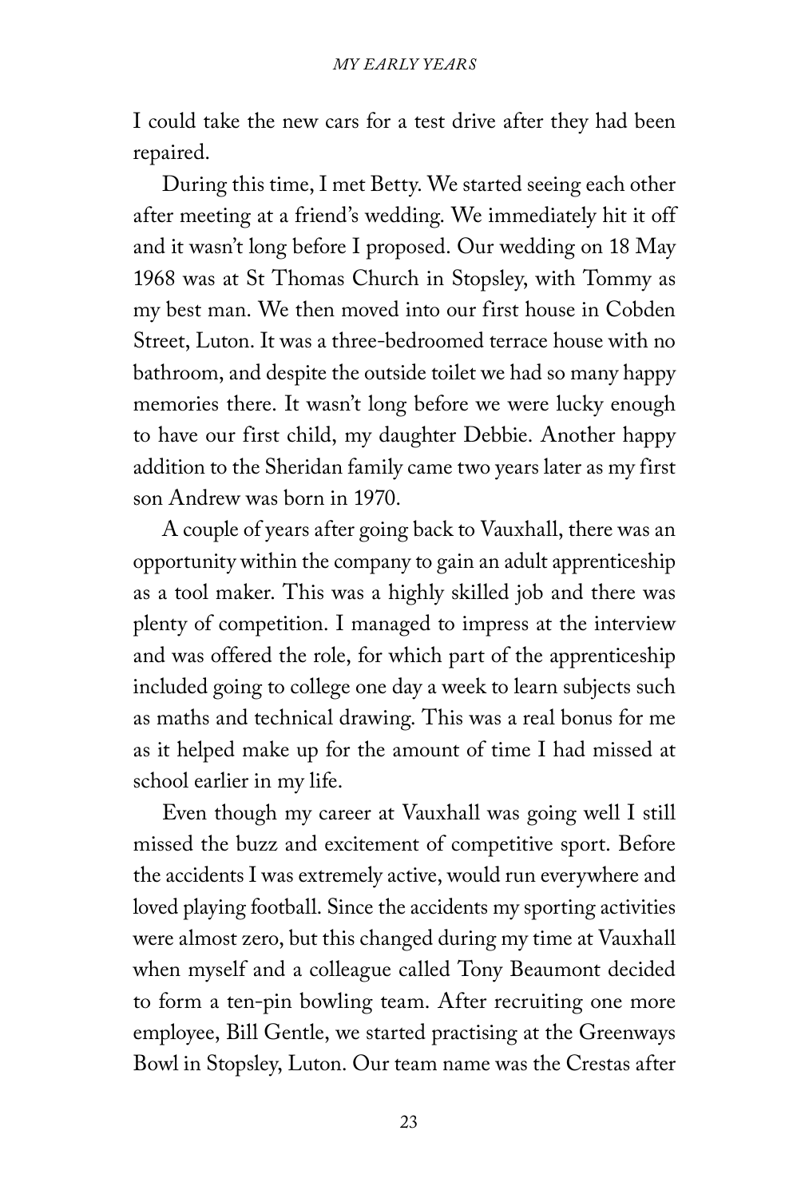I could take the new cars for a test drive after they had been repaired.

During this time, I met Betty. We started seeing each other after meeting at a friend's wedding. We immediately hit it off and it wasn't long before I proposed. Our wedding on 18 May 1968 was at St Thomas Church in Stopsley, with Tommy as my best man. We then moved into our first house in Cobden Street, Luton. It was a three-bedroomed terrace house with no bathroom, and despite the outside toilet we had so many happy memories there. It wasn't long before we were lucky enough to have our first child, my daughter Debbie. Another happy addition to the Sheridan family came two years later as my first son Andrew was born in 1970.

A couple of years after going back to Vauxhall, there was an opportunity within the company to gain an adult apprenticeship as a tool maker. This was a highly skilled job and there was plenty of competition. I managed to impress at the interview and was offered the role, for which part of the apprenticeship included going to college one day a week to learn subjects such as maths and technical drawing. This was a real bonus for me as it helped make up for the amount of time I had missed at school earlier in my life.

Even though my career at Vauxhall was going well I still missed the buzz and excitement of competitive sport. Before the accidents I was extremely active, would run everywhere and loved playing football. Since the accidents my sporting activities were almost zero, but this changed during my time at Vauxhall when myself and a colleague called Tony Beaumont decided to form a ten-pin bowling team. After recruiting one more employee, Bill Gentle, we started practising at the Greenways Bowl in Stopsley, Luton. Our team name was the Crestas after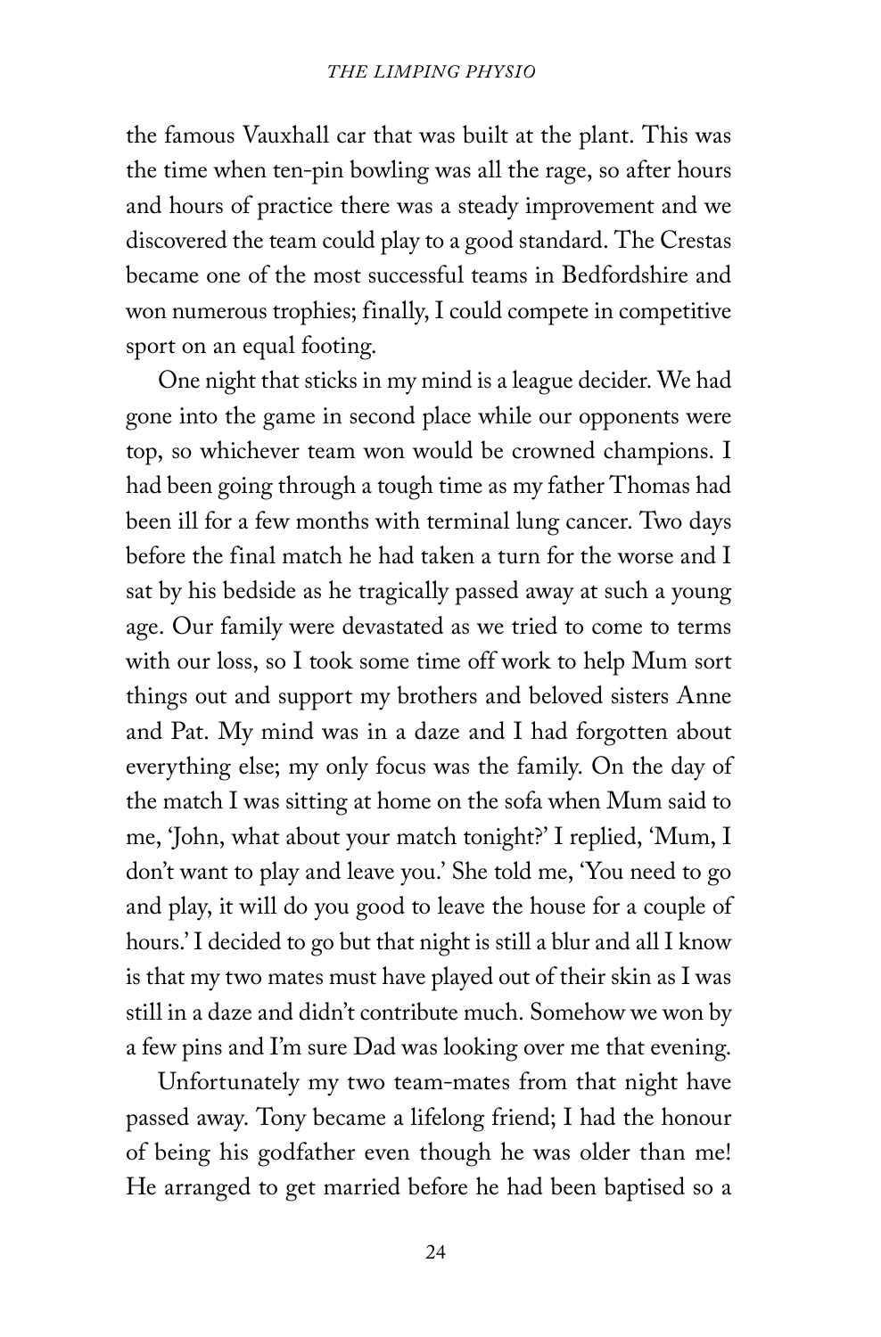the famous Vauxhall car that was built at the plant. This was the time when ten-pin bowling was all the rage, so after hours and hours of practice there was a steady improvement and we discovered the team could play to a good standard. The Crestas became one of the most successful teams in Bedfordshire and won numerous trophies; finally, I could compete in competitive sport on an equal footing.

One night that sticks in my mind is a league decider. We had gone into the game in second place while our opponents were top, so whichever team won would be crowned champions. I had been going through a tough time as my father Thomas had been ill for a few months with terminal lung cancer. Two days before the final match he had taken a turn for the worse and I sat by his bedside as he tragically passed away at such a young age. Our family were devastated as we tried to come to terms with our loss, so I took some time off work to help Mum sort things out and support my brothers and beloved sisters Anne and Pat. My mind was in a daze and I had forgotten about everything else; my only focus was the family. On the day of the match I was sitting at home on the sofa when Mum said to me, 'John, what about your match tonight?' I replied, 'Mum, I don't want to play and leave you.' She told me, 'You need to go and play, it will do you good to leave the house for a couple of hours.' I decided to go but that night is still a blur and all I know is that my two mates must have played out of their skin as I was still in a daze and didn't contribute much. Somehow we won by a few pins and I'm sure Dad was looking over me that evening.

Unfortunately my two team-mates from that night have passed away. Tony became a lifelong friend; I had the honour of being his godfather even though he was older than me! He arranged to get married before he had been baptised so a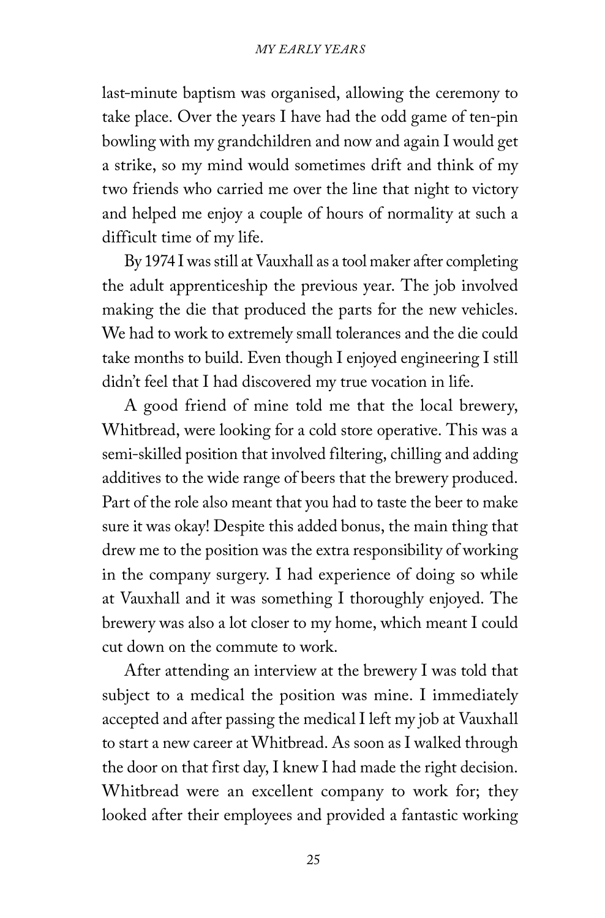last-minute baptism was organised, allowing the ceremony to take place. Over the years I have had the odd game of ten-pin bowling with my grandchildren and now and again I would get a strike, so my mind would sometimes drift and think of my two friends who carried me over the line that night to victory and helped me enjoy a couple of hours of normality at such a difficult time of my life.

By 1974 I was still at Vauxhall as a tool maker after completing the adult apprenticeship the previous year. The job involved making the die that produced the parts for the new vehicles. We had to work to extremely small tolerances and the die could take months to build. Even though I enjoyed engineering I still didn't feel that I had discovered my true vocation in life.

A good friend of mine told me that the local brewery, Whitbread, were looking for a cold store operative. This was a semi-skilled position that involved filtering, chilling and adding additives to the wide range of beers that the brewery produced. Part of the role also meant that you had to taste the beer to make sure it was okay! Despite this added bonus, the main thing that drew me to the position was the extra responsibility of working in the company surgery. I had experience of doing so while at Vauxhall and it was something I thoroughly enjoyed. The brewery was also a lot closer to my home, which meant I could cut down on the commute to work.

After attending an interview at the brewery I was told that subject to a medical the position was mine. I immediately accepted and after passing the medical I left my job at Vauxhall to start a new career at Whitbread. As soon as I walked through the door on that first day, I knew I had made the right decision. Whitbread were an excellent company to work for; they looked after their employees and provided a fantastic working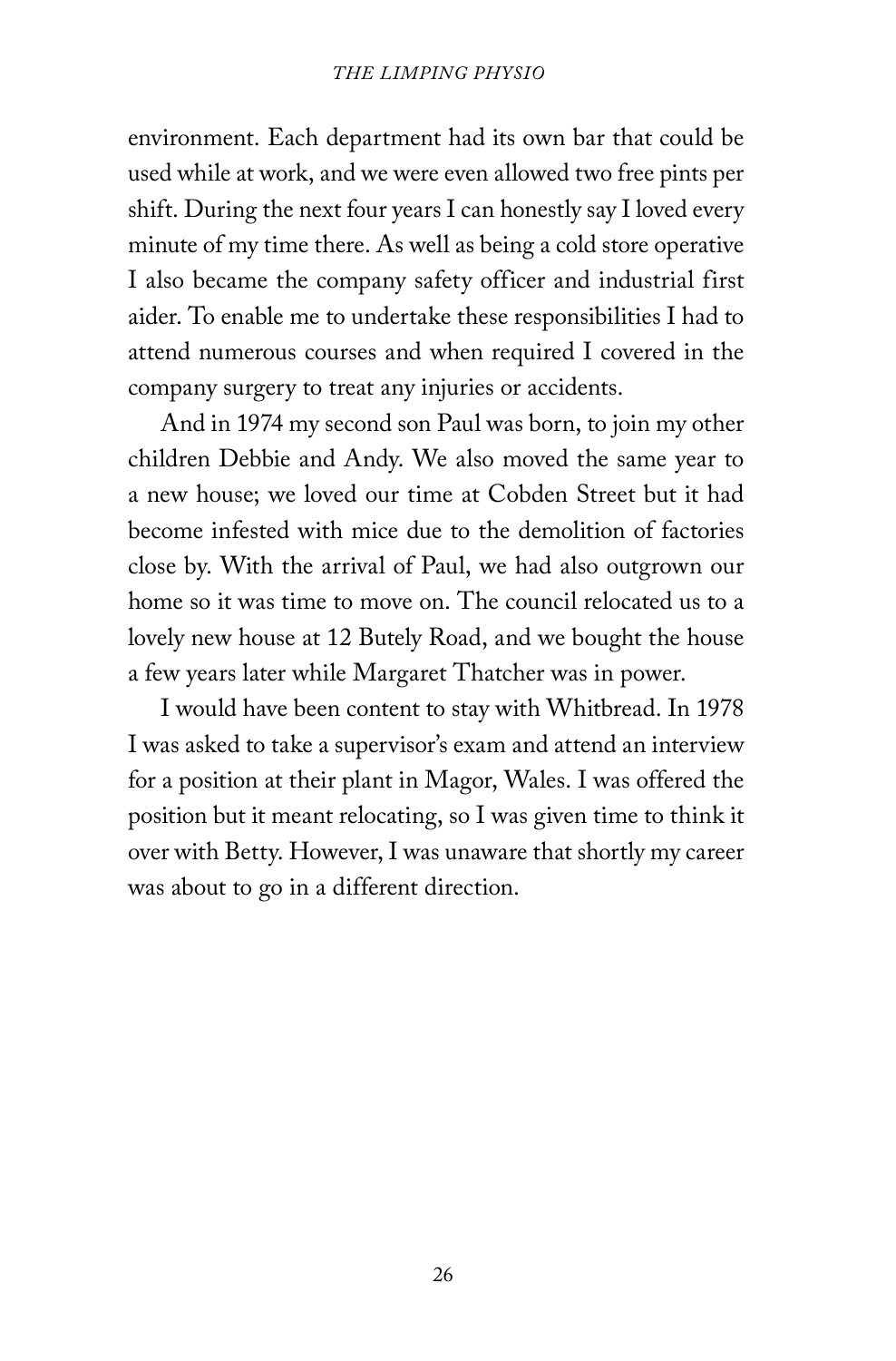environment. Each department had its own bar that could be used while at work, and we were even allowed two free pints per shift. During the next four years I can honestly say I loved every minute of my time there. As well as being a cold store operative I also became the company safety officer and industrial first aider. To enable me to undertake these responsibilities I had to attend numerous courses and when required I covered in the company surgery to treat any injuries or accidents.

And in 1974 my second son Paul was born, to join my other children Debbie and Andy. We also moved the same year to a new house; we loved our time at Cobden Street but it had become infested with mice due to the demolition of factories close by. With the arrival of Paul, we had also outgrown our home so it was time to move on. The council relocated us to a lovely new house at 12 Butely Road, and we bought the house a few years later while Margaret Thatcher was in power.

I would have been content to stay with Whitbread. In 1978 I was asked to take a supervisor's exam and attend an interview for a position at their plant in Magor, Wales. I was offered the position but it meant relocating, so I was given time to think it over with Betty. However, I was unaware that shortly my career was about to go in a different direction.